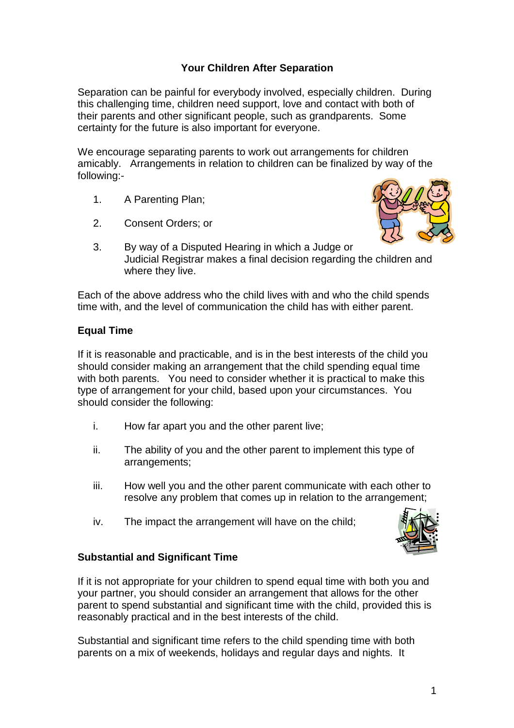## Your Children After Separation

Separation can be painful for everybody involved, especially children. During this challenging time, children need support, love and contact with both of their parents and other significant people, such as grandparents. Some certainty for the future is also important for everyone.

We encourage separating parents to work out arrangements for children amicably. Arrangements in relation to children can be finalized by way of the following:-

1. A Parenting Plan;
2. Consent Orders; or
3. By way of a Disputed Hearing in which a Judge or Judicial Registrar makes a final decision regarding the children and where they live.

Each of the above address who the child lives with and who the child spends time with, and the level of communication the child has with either parent.

### Equal Time

If it is reasonable and practicable, and is in the best interests of the child you should consider making an arrangement that the child spending equal time with both parents. You need to consider whether it is practical to make this type of arrangement for your child, based upon your circumstances. You should consider the following:

i. How far apart you and the other parent live;

ii. The ability of you and the other parent to implement this type of arrangements;

iii. How well you and the other parent communicate with each other to resolve any problem that comes up in relation to the arrangement;

iv. The impact the arrangement will have on the child;

### Substantial and Significant Time

If it is not appropriate for your children to spend equal time with both you and your partner, you should consider an arrangement that allows for the other parent to spend substantial and significant time with the child, provided this is reasonably practical and in the best interests of the child.

Substantial and significant time refers to the child spending time with both parents on a mix of weekends, holidays and regular days and nights. It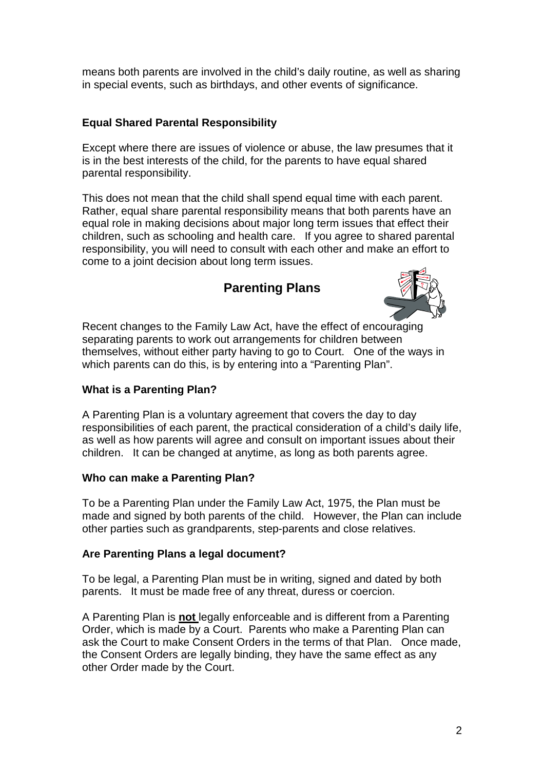means both parents are involved in the child's daily routine, as well as sharing in special events, such as birthdays, and other events of significance.

**Equal Shared Parental Responsibility**

Except where there are issues of violence or abuse, the law presumes that it is in the best interests of the child, for the parents to have equal shared parental responsibility.

This does not mean that the child shall spend equal time with each parent. Rather, equal share parental responsibility means that both parents have an equal role in making decisions about major long term issues that effect their children, such as schooling and health care. If you agree to shared parental responsibility, you will need to consult with each other and make an effort to come to a joint decision about long term issues.

## Parenting Plans

Recent changes to the Family Law Act, have the effect of encouraging separating parents to work out arrangements for children between themselves, without either party having to go to Court. One of the ways in which parents can do this, is by entering into a "Parenting Plan".

**What is a Parenting Plan?**

A Parenting Plan is a voluntary agreement that covers the day to day responsibilities of each parent, the practical consideration of a child's daily life, as well as how parents will agree and consult on important issues about their children. It can be changed at anytime, as long as both parents agree.

**Who can make a Parenting Plan?**

To be a Parenting Plan under the Family Law Act, 1975, the Plan must be made and signed by both parents of the child. However, the Plan can include other parties such as grandparents, step-parents and close relatives.

**Are Parenting Plans a legal document?**

To be legal, a Parenting Plan must be in writing, signed and dated by both parents. It must be made free of any threat, duress or coercion.

A Parenting Plan is **not** legally enforceable and is different from a Parenting Order, which is made by a Court. Parents who make a Parenting Plan can ask the Court to make Consent Orders in the terms of that Plan. Once made, the Consent Orders are legally binding, they have the same effect as any other Order made by the Court.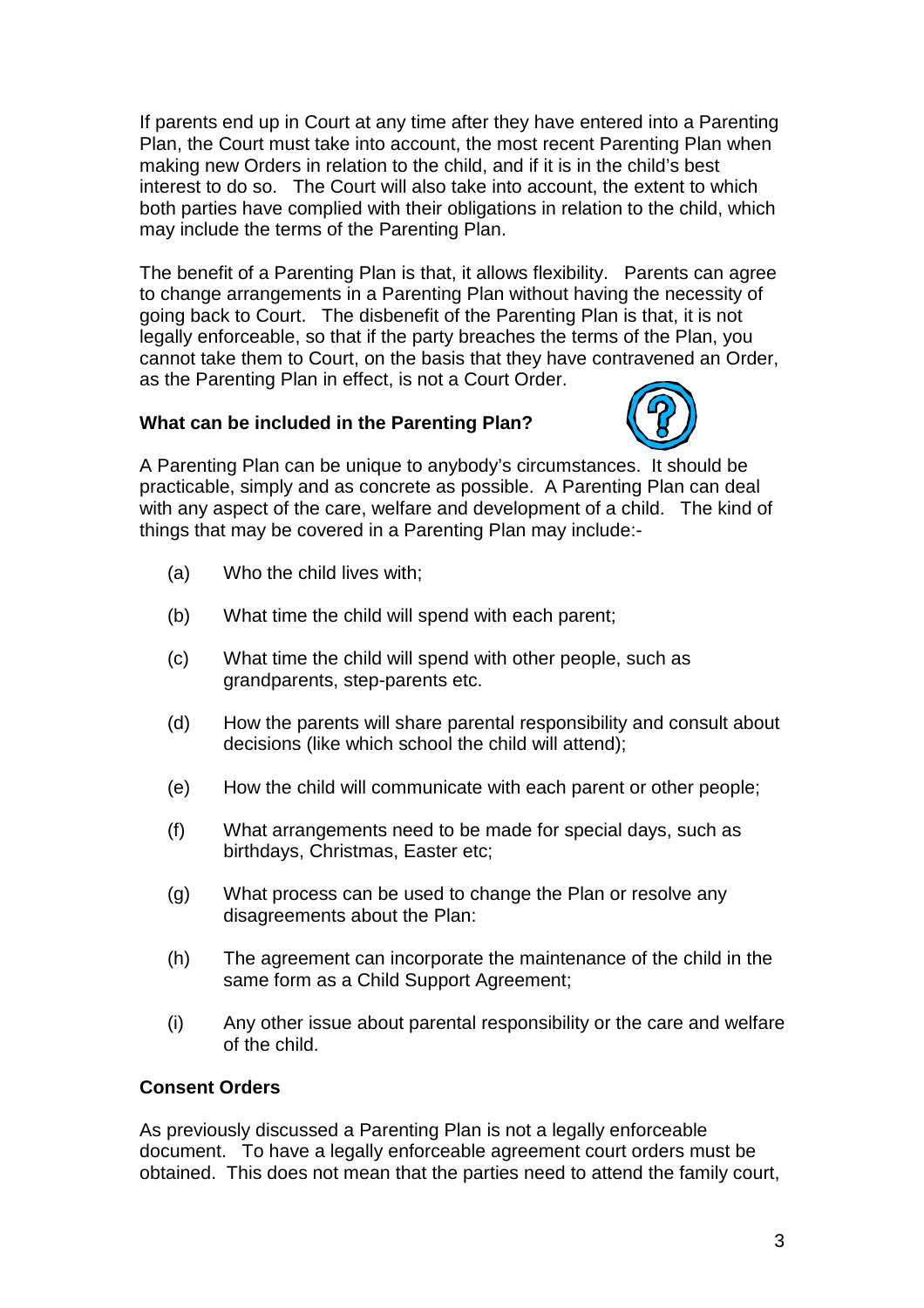If parents end up in Court at any time after they have entered into a Parenting Plan, the Court must take into account, the most recent Parenting Plan when making new Orders in relation to the child, and if it is in the child's best interest to do so. The Court will also take into account, the extent to which both parties have complied with their obligations in relation to the child, which may include the terms of the Parenting Plan.

The benefit of a Parenting Plan is that, it allows flexibility. Parents can agree to change arrangements in a Parenting Plan without having the necessity of going back to Court. The disbenefit of the Parenting Plan is that, it is not legally enforceable, so that if the party breaches the terms of the Plan, you cannot take them to Court, on the basis that they have contravened an Order, as the Parenting Plan in effect, is not a Court Order.

**What can be included in the Parenting Plan?**

A Parenting Plan can be unique to anybody's circumstances. It should be practicable, simply and as concrete as possible. A Parenting Plan can deal with any aspect of the care, welfare and development of a child. The kind of things that may be covered in a Parenting Plan may include:-

(a) Who the child lives with;

(b) What time the child will spend with each parent;

(c) What time the child will spend with other people, such as grandparents, step-parents etc.

(d) How the parents will share parental responsibility and consult about decisions (like which school the child will attend);

(e) How the child will communicate with each parent or other people;

(f) What arrangements need to be made for special days, such as birthdays, Christmas, Easter etc;

(g) What process can be used to change the Plan or resolve any disagreements about the Plan:

(h) The agreement can incorporate the maintenance of the child in the same form as a Child Support Agreement;

(i) Any other issue about parental responsibility or the care and welfare of the child.

**Consent Orders**

As previously discussed a Parenting Plan is not a legally enforceable document. To have a legally enforceable agreement court orders must be obtained. This does not mean that the parties need to attend the family court,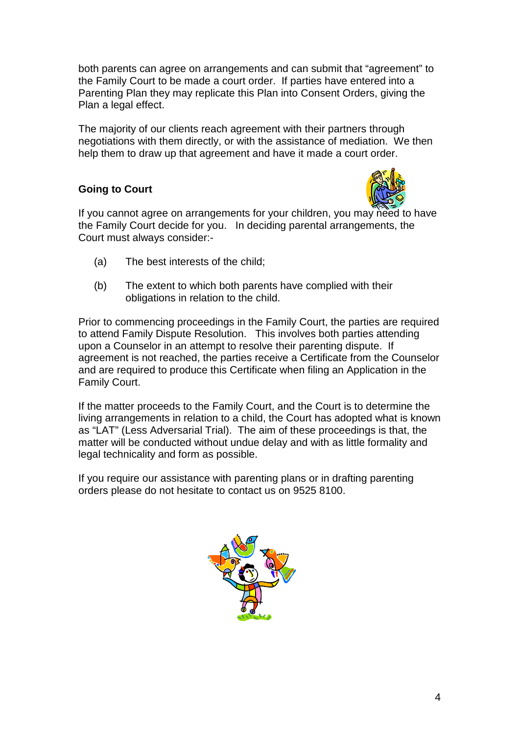both parents can agree on arrangements and can submit that "agreement" to the Family Court to be made a court order. If parties have entered into a Parenting Plan they may replicate this Plan into Consent Orders, giving the Plan a legal effect.

The majority of our clients reach agreement with their partners through negotiations with them directly, or with the assistance of mediation. We then help them to draw up that agreement and have it made a court order.

**Going to Court**

If you cannot agree on arrangements for your children, you may need to have the Family Court decide for you. In deciding parental arrangements, the Court must always consider:-

(a) The best interests of the child;

(b) The extent to which both parents have complied with their obligations in relation to the child.

Prior to commencing proceedings in the Family Court, the parties are required to attend Family Dispute Resolution. This involves both parties attending upon a Counselor in an attempt to resolve their parenting dispute. If agreement is not reached, the parties receive a Certificate from the Counselor and are required to produce this Certificate when filing an Application in the Family Court.

If the matter proceeds to the Family Court, and the Court is to determine the living arrangements in relation to a child, the Court has adopted what is known as "LAT" (Less Adversarial Trial). The aim of these proceedings is that, the matter will be conducted without undue delay and with as little formality and legal technicality and form as possible.

If you require our assistance with parenting plans or in drafting parenting orders please do not hesitate to contact us on 9525 8100.